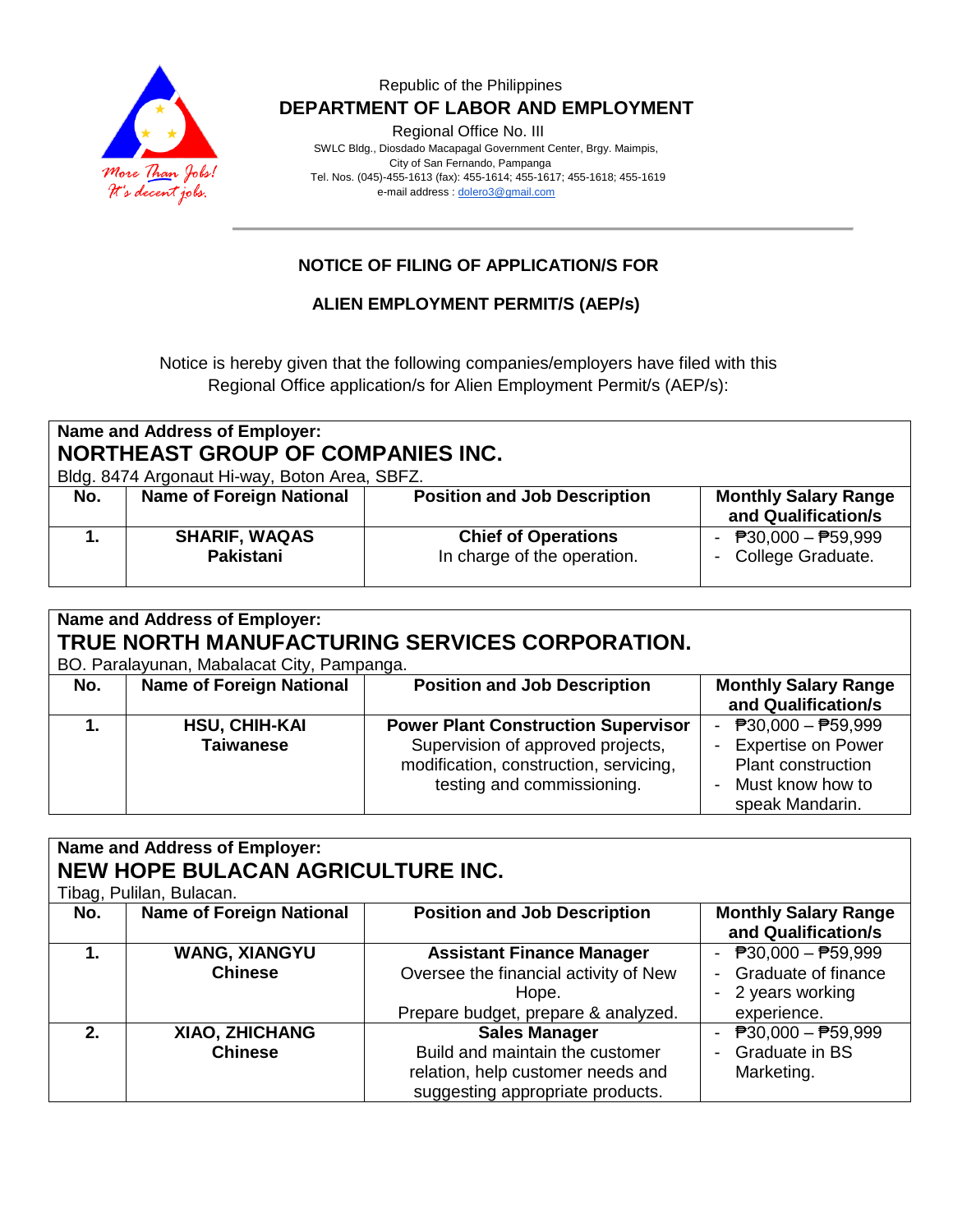Republic of the Philippines
**DEPARTMENT OF LABOR AND EMPLOYMENT**
Regional Office No. III
SWLC Bldg., Diosdado Macapagal Government Center, Brgy. Maimpis,
City of San Fernando, Pampanga
Tel. Nos. (045)-455-1613 (fax): 455-1614; 455-1617; 455-1618; 455-1619
e-mail address : dolero3@gmail.com

## NOTICE OF FILING OF APPLICATION/S FOR

## ALIEN EMPLOYMENT PERMIT/S (AEP/s)

Notice is hereby given that the following companies/employers have filed with this Regional Office application/s for Alien Employment Permit/s (AEP/s):

**Name and Address of Employer:**
**NORTHEAST GROUP OF COMPANIES INC.**
Bldg. 8474 Argonaut Hi-way, Boton Area, SBFZ.

| No. | Name of Foreign National | Position and Job Description | Monthly Salary Range and Qualification/s |
|---|---|---|---|
| **1.** | **SHARIF, WAQAS**<br>**Pakistani** | **Chief of Operations**<br>In charge of the operation. | - ₱30,000 – ₱59,999<br>- College Graduate. |

**Name and Address of Employer:**
**TRUE NORTH MANUFACTURING SERVICES CORPORATION.**
BO. Paralayunan, Mabalacat City, Pampanga.

| No. | Name of Foreign National | Position and Job Description | Monthly Salary Range and Qualification/s |
|---|---|---|---|
| **1.** | **HSU, CHIH-KAI**<br>**Taiwanese** | **Power Plant Construction Supervisor**<br>Supervision of approved projects, modification, construction, servicing, testing and commissioning. | - ₱30,000 – ₱59,999<br>- Expertise on Power Plant construction<br>- Must know how to speak Mandarin. |

**Name and Address of Employer:**
**NEW HOPE BULACAN AGRICULTURE INC.**
Tibag, Pulilan, Bulacan.

| No. | Name of Foreign National | Position and Job Description | Monthly Salary Range and Qualification/s |
|---|---|---|---|
| **1.** | **WANG, XIANGYU**<br>**Chinese** | **Assistant Finance Manager**<br>Oversee the financial activity of New Hope.<br>Prepare budget, prepare & analyzed. | - ₱30,000 – ₱59,999<br>- Graduate of finance<br>- 2 years working experience. |
| **2.** | **XIAO, ZHICHANG**<br>**Chinese** | **Sales Manager**<br>Build and maintain the customer relation, help customer needs and suggesting appropriate products. | - ₱30,000 – ₱59,999<br>- Graduate in BS Marketing. |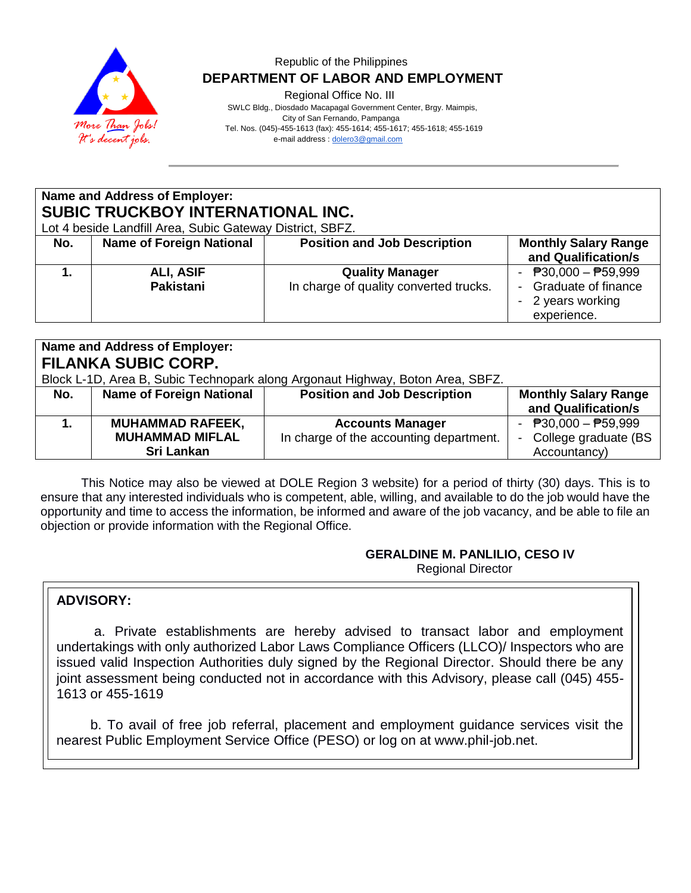Republic of the Philippines

**DEPARTMENT OF LABOR AND EMPLOYMENT**

Regional Office No. III

SWLC Bldg., Diosdado Macapagal Government Center, Brgy. Maimpis,
City of San Fernando, Pampanga
Tel. Nos. (045)-455-1613 (fax): 455-1614; 455-1617; 455-1618; 455-1619
e-mail address : dolero3@gmail.com

More Than Jobs! It's decent jobs.

**Name and Address of Employer:**
**SUBIC TRUCKBOY INTERNATIONAL INC.**
Lot 4 beside Landfill Area, Subic Gateway District, SBFZ.

| No. | Name of Foreign National | Position and Job Description | Monthly Salary Range and Qualification/s |
|---|---|---|---|
| **1.** | **ALI, ASIF**<br>**Pakistani** | **Quality Manager**<br>In charge of quality converted trucks. | - ₱30,000 – ₱59,999<br>- Graduate of finance<br>- 2 years working experience. |

**Name and Address of Employer:**
**FILANKA SUBIC CORP.**
Block L-1D, Area B, Subic Technopark along Argonaut Highway, Boton Area, SBFZ.

| No. | Name of Foreign National | Position and Job Description | Monthly Salary Range and Qualification/s |
|---|---|---|---|
| **1.** | **MUHAMMAD RAFEEK, MUHAMMAD MIFLAL**<br>**Sri Lankan** | **Accounts Manager**<br>In charge of the accounting department. | - ₱30,000 – ₱59,999<br>- College graduate (BS Accountancy) |

This Notice may also be viewed at DOLE Region 3 website) for a period of thirty (30) days. This is to ensure that any interested individuals who is competent, able, willing, and available to do the job would have the opportunity and time to access the information, be informed and aware of the job vacancy, and be able to file an objection or provide information with the Regional Office.

**GERALDINE M. PANLILIO, CESO IV**
Regional Director

**ADVISORY:**

a. Private establishments are hereby advised to transact labor and employment undertakings with only authorized Labor Laws Compliance Officers (LLCO)/ Inspectors who are issued valid Inspection Authorities duly signed by the Regional Director. Should there be any joint assessment being conducted not in accordance with this Advisory, please call (045) 455-1613 or 455-1619

b. To avail of free job referral, placement and employment guidance services visit the nearest Public Employment Service Office (PESO) or log on at www.phil-job.net.